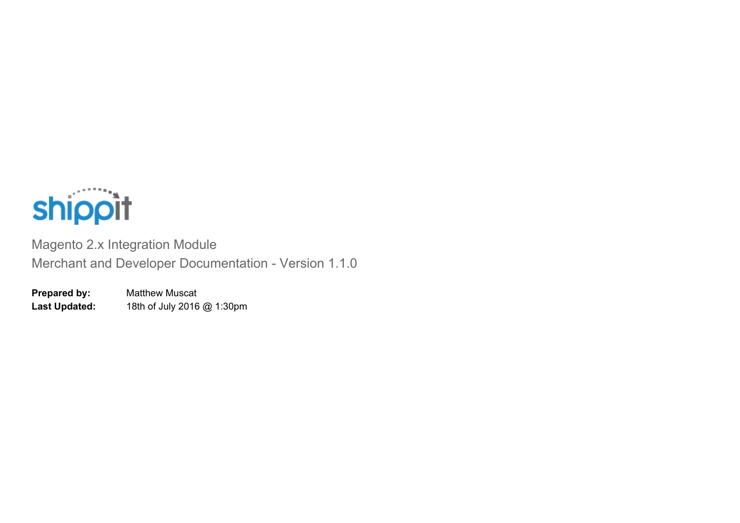shippit

# Magento 2.x Integration Module

## Merchant and Developer Documentation - Version 1.1.0

**Prepared by:** Matthew Muscat

**Last Updated:** 18th of July 2016 @ 1:30pm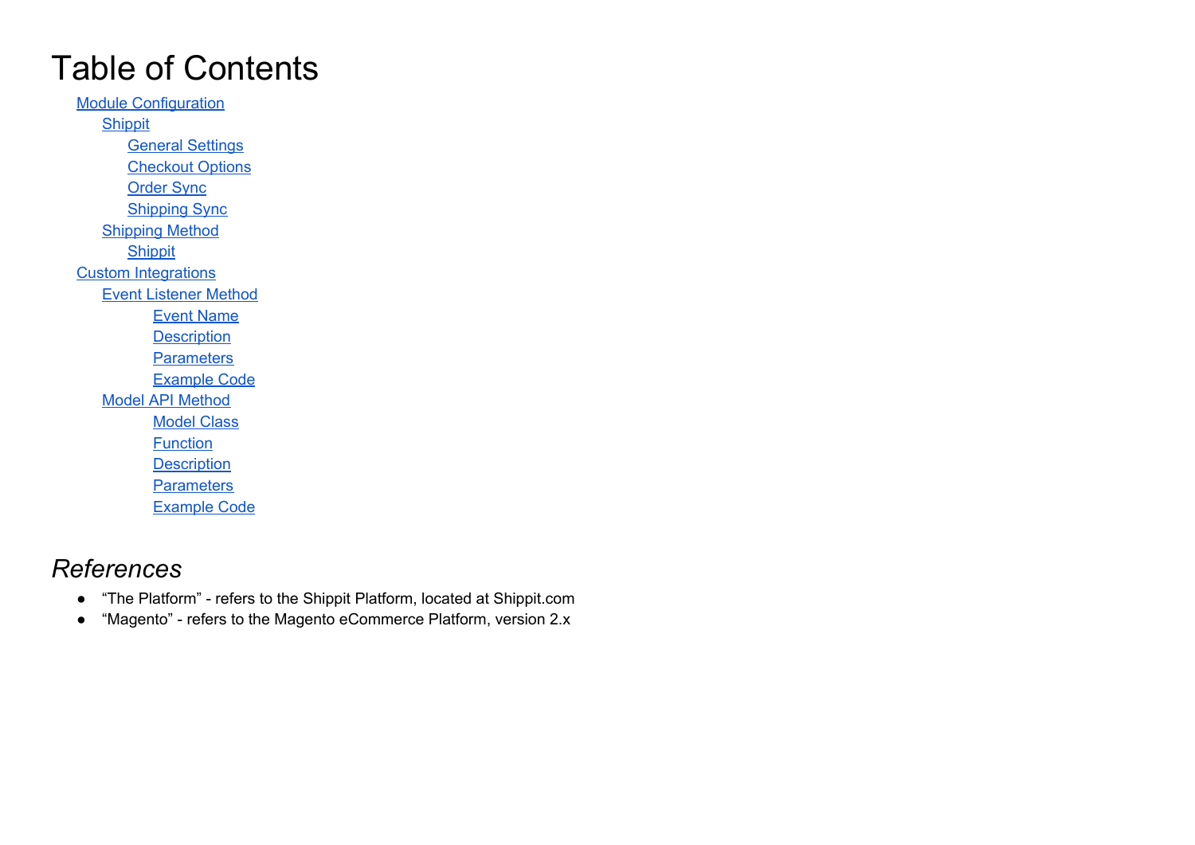# Table of Contents

- Module Configuration
  - Shippit
    - General Settings
    - Checkout Options
    - Order Sync
    - Shipping Sync
  - Shipping Method
    - Shippit
- Custom Integrations
  - Event Listener Method
    - Event Name
    - Description
    - Parameters
    - Example Code
  - Model API Method
    - Model Class
    - Function
    - Description
    - Parameters
    - Example Code

## *References*

- “The Platform” - refers to the Shippit Platform, located at Shippit.com
- “Magento” - refers to the Magento eCommerce Platform, version 2.x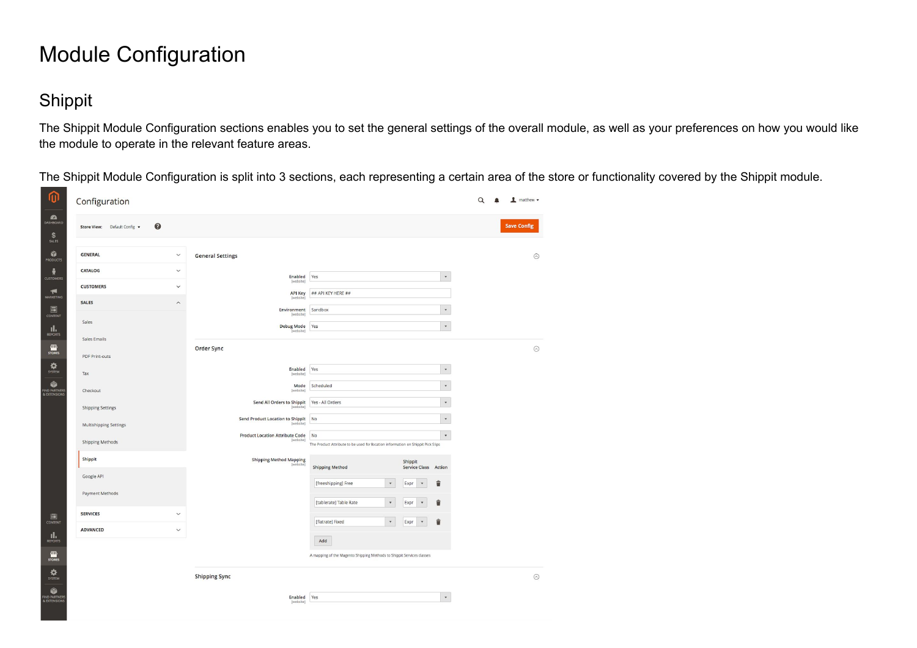# Module Configuration

## Shippit

The Shippit Module Configuration sections enables you to set the general settings of the overall module, as well as your preferences on how you would like the module to operate in the relevant feature areas.

The Shippit Module Configuration is split into 3 sections, each representing a certain area of the store or functionality covered by the Shippit module.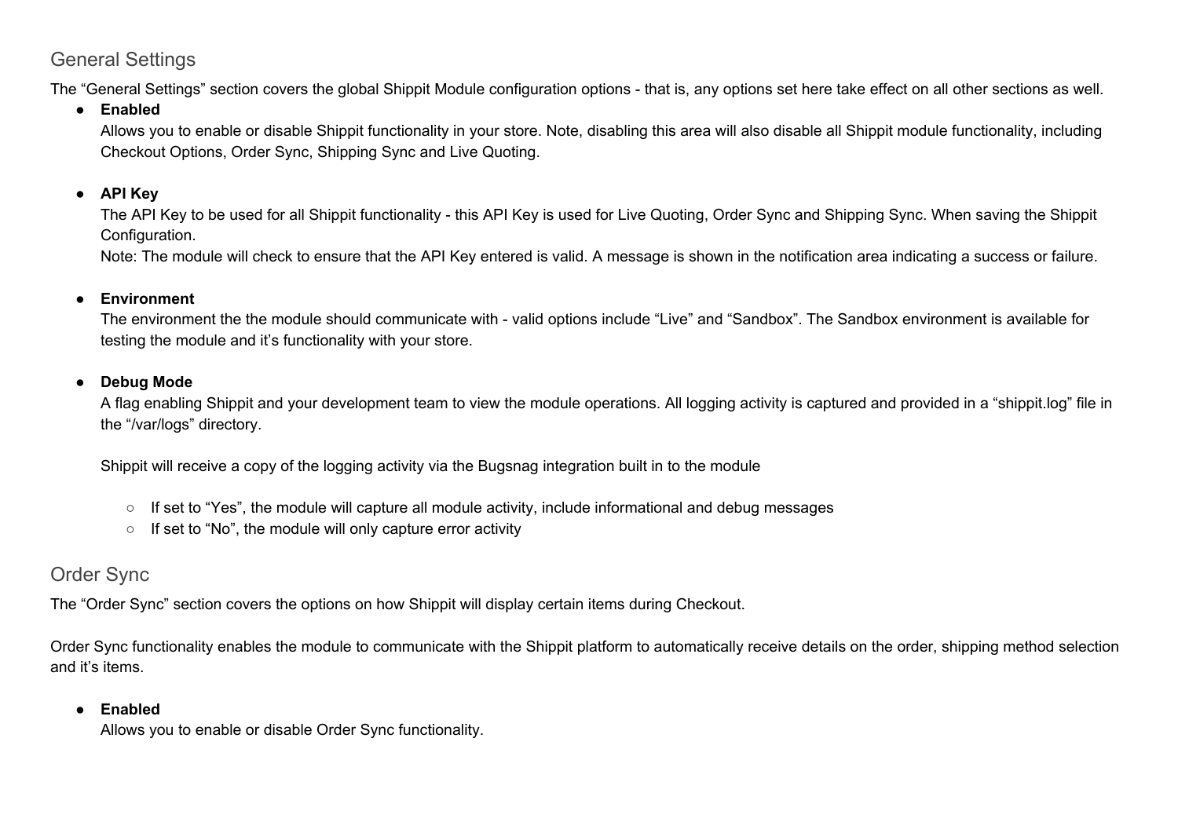## General Settings

The "General Settings" section covers the global Shippit Module configuration options - that is, any options set here take effect on all other sections as well.

- **Enabled**
  Allows you to enable or disable Shippit functionality in your store. Note, disabling this area will also disable all Shippit module functionality, including Checkout Options, Order Sync, Shipping Sync and Live Quoting.

- **API Key**
  The API Key to be used for all Shippit functionality - this API Key is used for Live Quoting, Order Sync and Shipping Sync. When saving the Shippit Configuration.
  Note: The module will check to ensure that the API Key entered is valid. A message is shown in the notification area indicating a success or failure.

- **Environment**
  The environment the the module should communicate with - valid options include "Live" and "Sandbox". The Sandbox environment is available for testing the module and it's functionality with your store.

- **Debug Mode**
  A flag enabling Shippit and your development team to view the module operations. All logging activity is captured and provided in a "shippit.log" file in the "/var/logs" directory.

  Shippit will receive a copy of the logging activity via the Bugsnag integration built in to the module

  - If set to "Yes", the module will capture all module activity, include informational and debug messages
  - If set to "No", the module will only capture error activity

## Order Sync

The "Order Sync" section covers the options on how Shippit will display certain items during Checkout.

Order Sync functionality enables the module to communicate with the Shippit platform to automatically receive details on the order, shipping method selection and it's items.

- **Enabled**
  Allows you to enable or disable Order Sync functionality.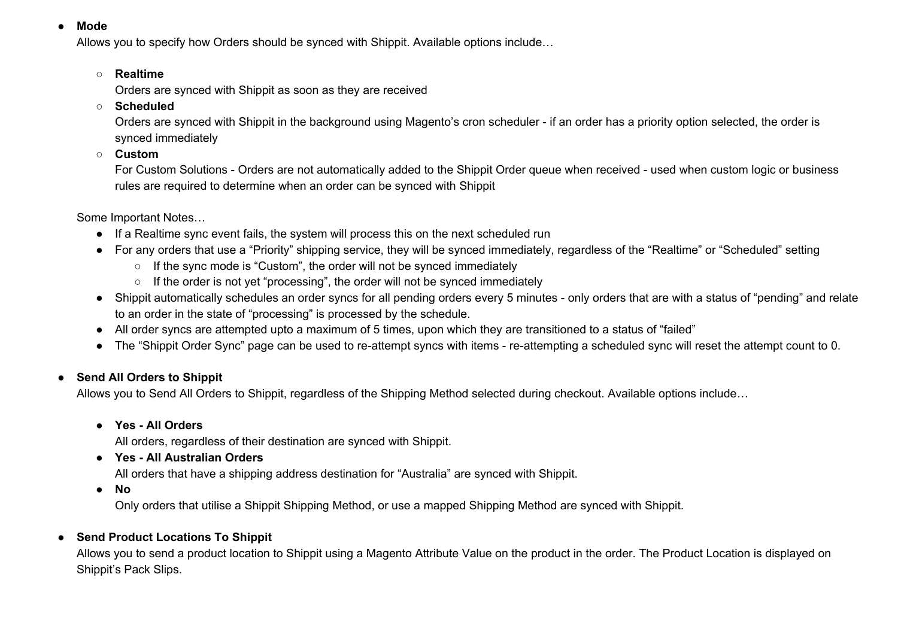- **Mode**
  Allows you to specify how Orders should be synced with Shippit. Available options include…

  - **Realtime**
    Orders are synced with Shippit as soon as they are received
  - **Scheduled**
    Orders are synced with Shippit in the background using Magento's cron scheduler - if an order has a priority option selected, the order is synced immediately
  - **Custom**
    For Custom Solutions - Orders are not automatically added to the Shippit Order queue when received - used when custom logic or business rules are required to determine when an order can be synced with Shippit

  Some Important Notes…
  - If a Realtime sync event fails, the system will process this on the next scheduled run
  - For any orders that use a "Priority" shipping service, they will be synced immediately, regardless of the "Realtime" or "Scheduled" setting
    - If the sync mode is "Custom", the order will not be synced immediately
    - If the order is not yet "processing", the order will not be synced immediately
  - Shippit automatically schedules an order syncs for all pending orders every 5 minutes - only orders that are with a status of "pending" and relate to an order in the state of "processing" is processed by the schedule.
  - All order syncs are attempted upto a maximum of 5 times, upon which they are transitioned to a status of "failed"
  - The "Shippit Order Sync" page can be used to re-attempt syncs with items - re-attempting a scheduled sync will reset the attempt count to 0.

- **Send All Orders to Shippit**
  Allows you to Send All Orders to Shippit, regardless of the Shipping Method selected during checkout. Available options include…

  - **Yes - All Orders**
    All orders, regardless of their destination are synced with Shippit.
  - **Yes - All Australian Orders**
    All orders that have a shipping address destination for "Australia" are synced with Shippit.
  - **No**
    Only orders that utilise a Shippit Shipping Method, or use a mapped Shipping Method are synced with Shippit.

- **Send Product Locations To Shippit**
  Allows you to send a product location to Shippit using a Magento Attribute Value on the product in the order. The Product Location is displayed on Shippit's Pack Slips.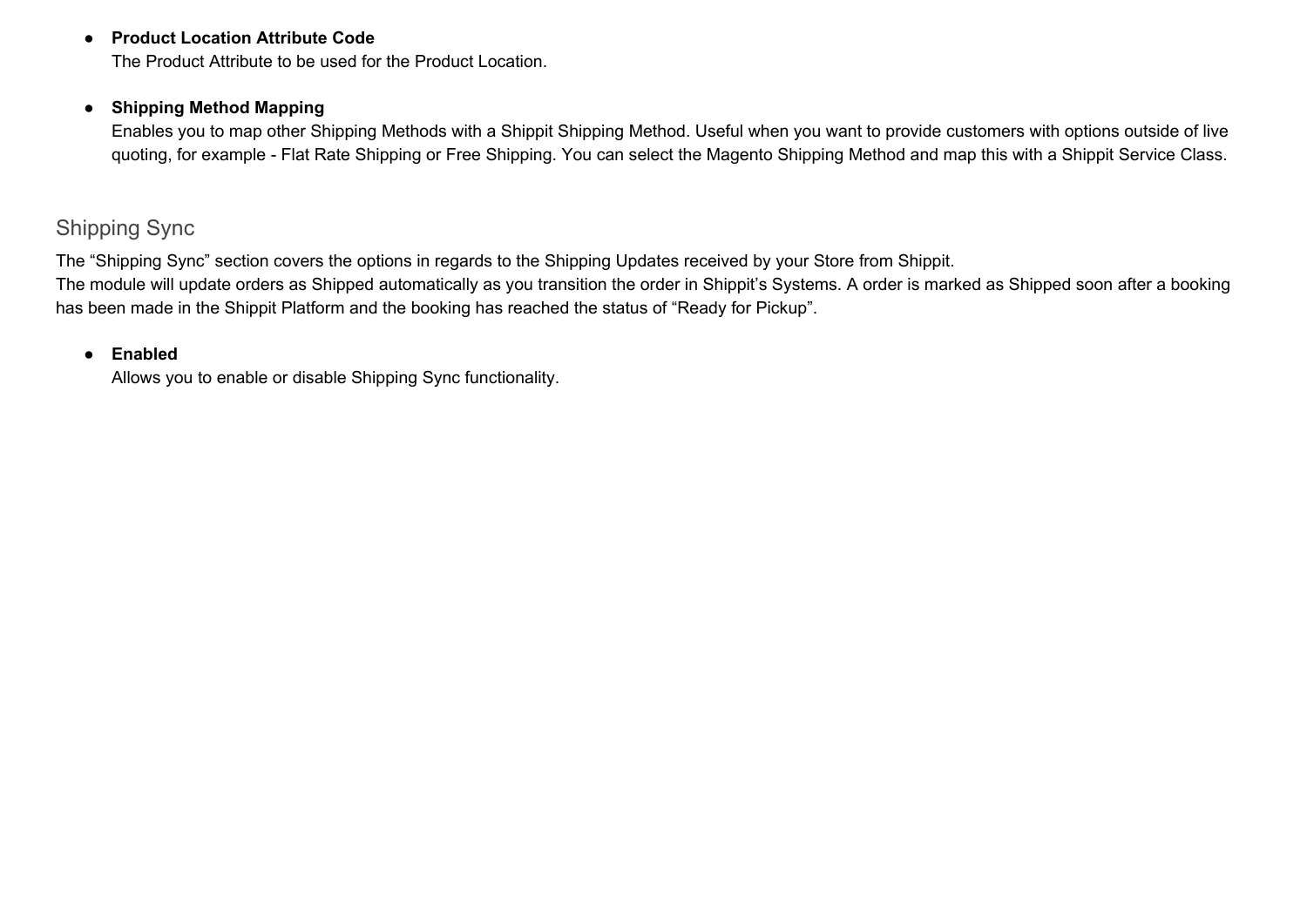- **Product Location Attribute Code**
  The Product Attribute to be used for the Product Location.

- **Shipping Method Mapping**
  Enables you to map other Shipping Methods with a Shippit Shipping Method. Useful when you want to provide customers with options outside of live quoting, for example - Flat Rate Shipping or Free Shipping. You can select the Magento Shipping Method and map this with a Shippit Service Class.

## Shipping Sync

The “Shipping Sync” section covers the options in regards to the Shipping Updates received by your Store from Shippit.
The module will update orders as Shipped automatically as you transition the order in Shippit’s Systems. A order is marked as Shipped soon after a booking has been made in the Shippit Platform and the booking has reached the status of “Ready for Pickup”.

- **Enabled**
  Allows you to enable or disable Shipping Sync functionality.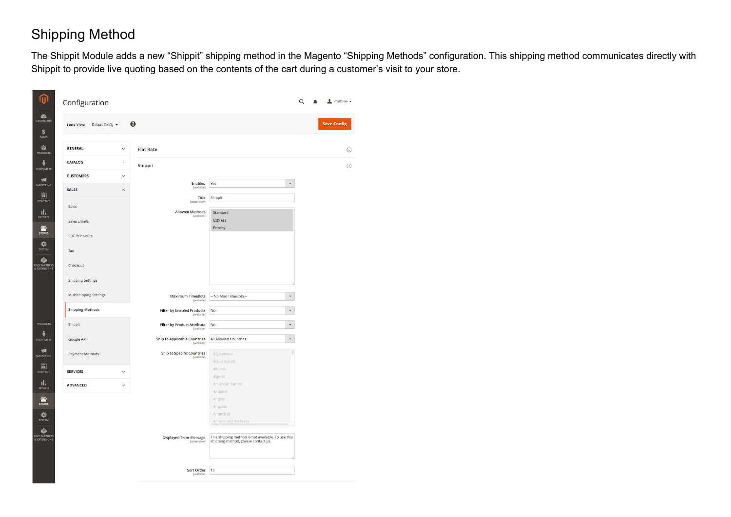# Shipping Method

The Shippit Module adds a new “Shippit” shipping method in the Magento “Shipping Methods” configuration. This shipping method communicates directly with Shippit to provide live quoting based on the contents of the cart during a customer’s visit to your store.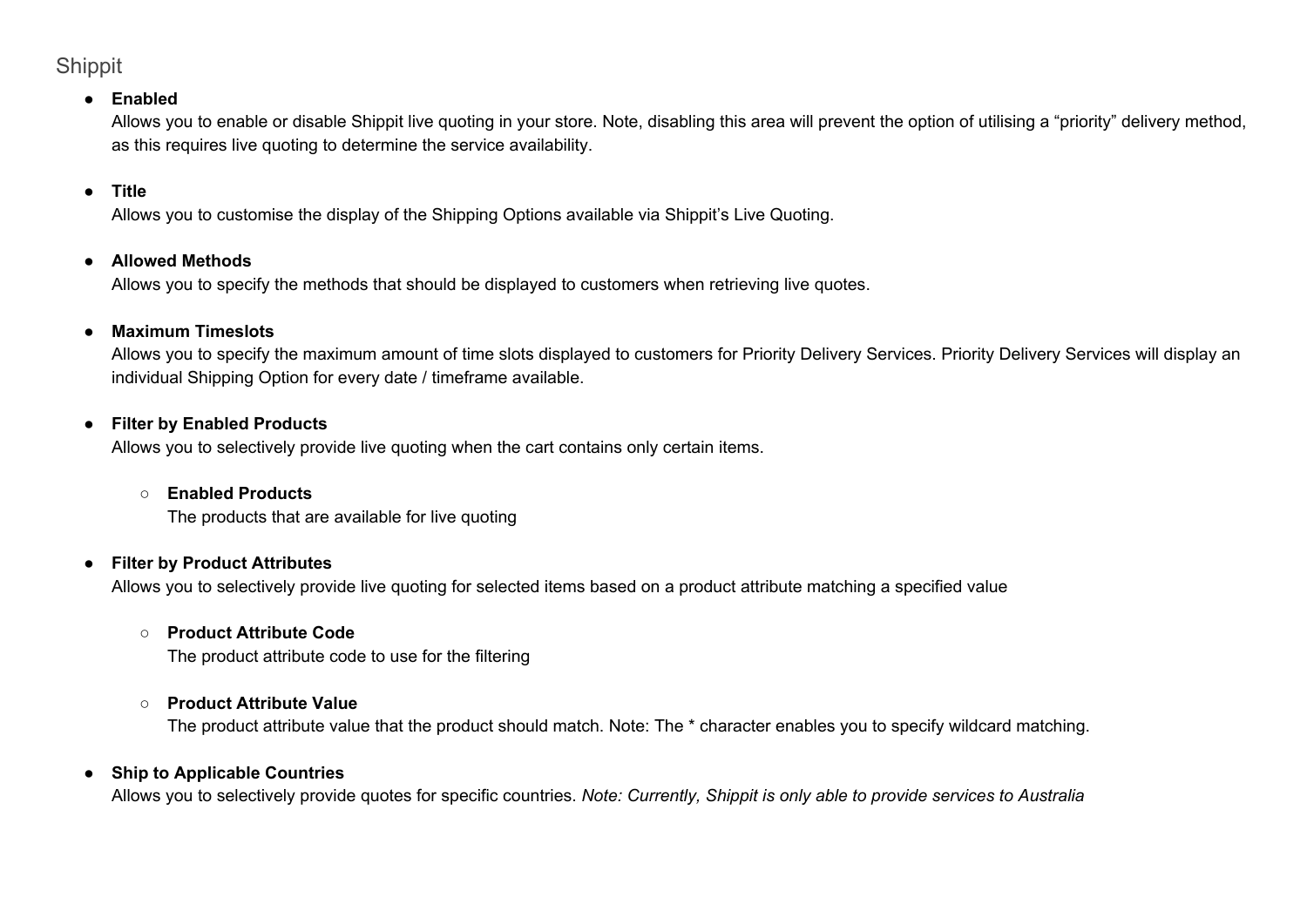## Shippit

- **Enabled**
  Allows you to enable or disable Shippit live quoting in your store. Note, disabling this area will prevent the option of utilising a "priority" delivery method, as this requires live quoting to determine the service availability.

- **Title**
  Allows you to customise the display of the Shipping Options available via Shippit's Live Quoting.

- **Allowed Methods**
  Allows you to specify the methods that should be displayed to customers when retrieving live quotes.

- **Maximum Timeslots**
  Allows you to specify the maximum amount of time slots displayed to customers for Priority Delivery Services. Priority Delivery Services will display an individual Shipping Option for every date / timeframe available.

- **Filter by Enabled Products**
  Allows you to selectively provide live quoting when the cart contains only certain items.

  - **Enabled Products**
    The products that are available for live quoting

- **Filter by Product Attributes**
  Allows you to selectively provide live quoting for selected items based on a product attribute matching a specified value

  - **Product Attribute Code**
    The product attribute code to use for the filtering

  - **Product Attribute Value**
    The product attribute value that the product should match. Note: The * character enables you to specify wildcard matching.

- **Ship to Applicable Countries**
  Allows you to selectively provide quotes for specific countries. *Note: Currently, Shippit is only able to provide services to Australia*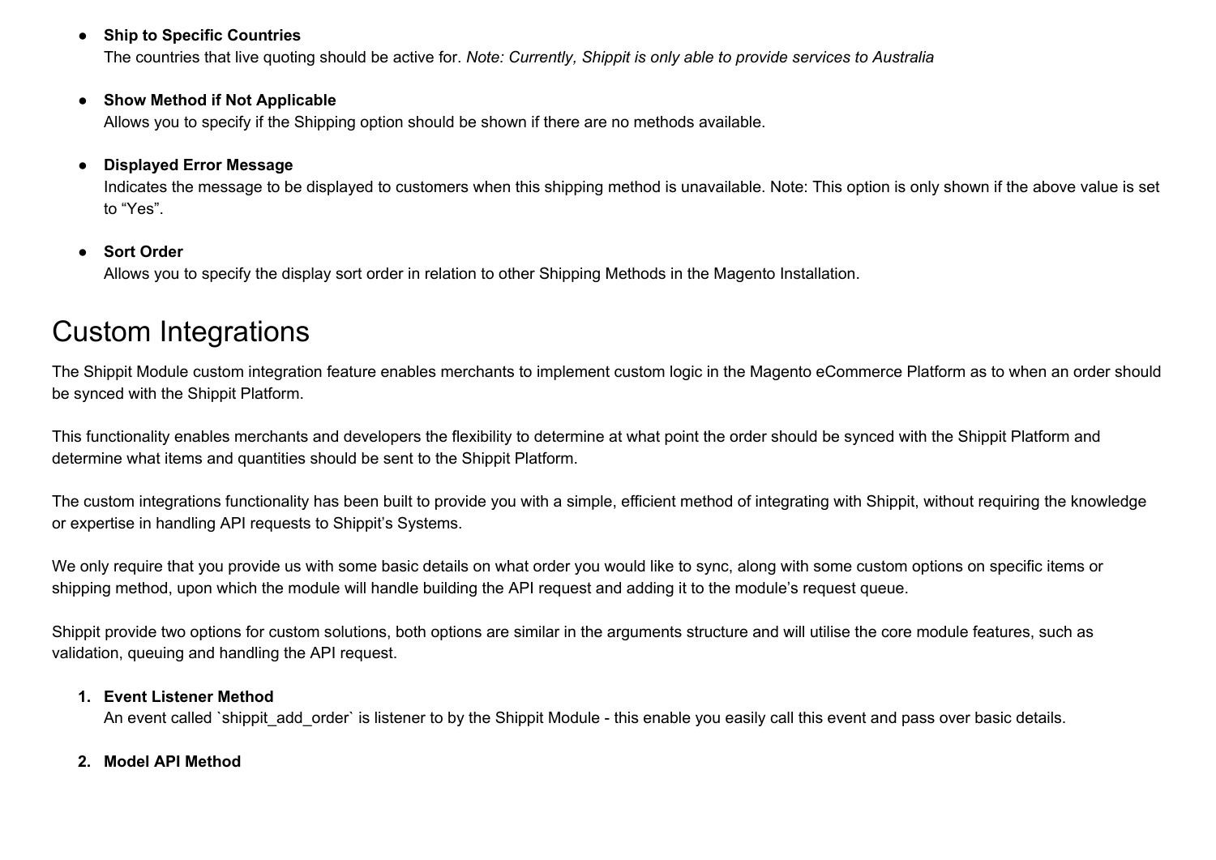- **Ship to Specific Countries**
  The countries that live quoting should be active for. *Note: Currently, Shippit is only able to provide services to Australia*

- **Show Method if Not Applicable**
  Allows you to specify if the Shipping option should be shown if there are no methods available.

- **Displayed Error Message**
  Indicates the message to be displayed to customers when this shipping method is unavailable. Note: This option is only shown if the above value is set to "Yes".

- **Sort Order**
  Allows you to specify the display sort order in relation to other Shipping Methods in the Magento Installation.

# Custom Integrations

The Shippit Module custom integration feature enables merchants to implement custom logic in the Magento eCommerce Platform as to when an order should be synced with the Shippit Platform.

This functionality enables merchants and developers the flexibility to determine at what point the order should be synced with the Shippit Platform and determine what items and quantities should be sent to the Shippit Platform.

The custom integrations functionality has been built to provide you with a simple, efficient method of integrating with Shippit, without requiring the knowledge or expertise in handling API requests to Shippit's Systems.

We only require that you provide us with some basic details on what order you would like to sync, along with some custom options on specific items or shipping method, upon which the module will handle building the API request and adding it to the module's request queue.

Shippit provide two options for custom solutions, both options are similar in the arguments structure and will utilise the core module features, such as validation, queuing and handling the API request.

1. **Event Listener Method**
   An event called `shippit_add_order` is listener to by the Shippit Module - this enable you easily call this event and pass over basic details.

2. **Model API Method**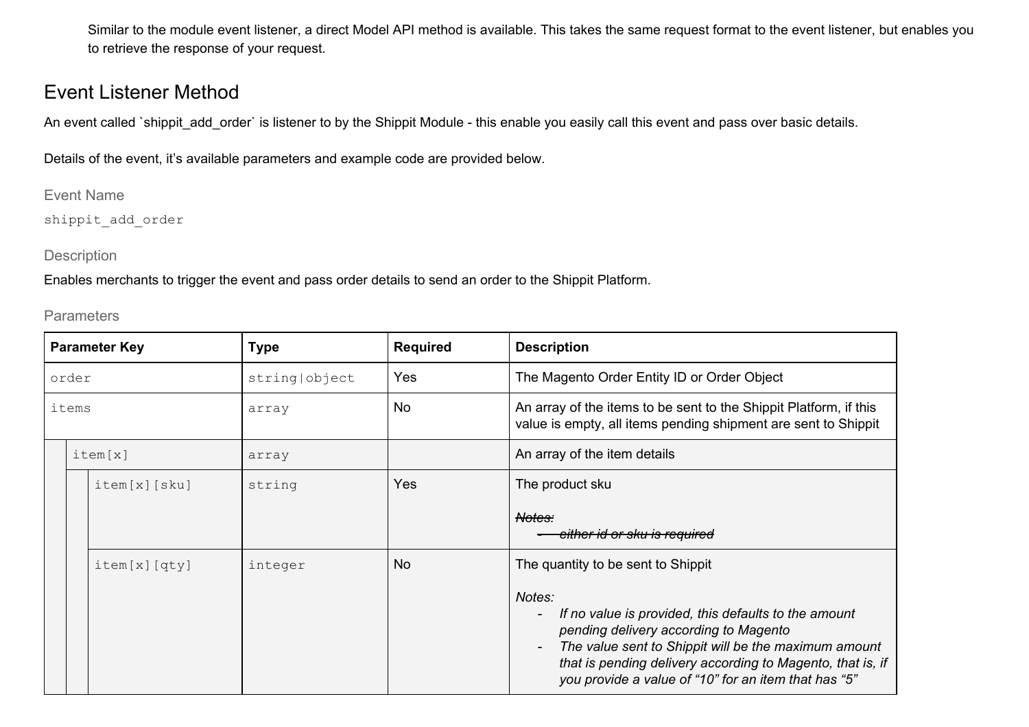Similar to the module event listener, a direct Model API method is available. This takes the same request format to the event listener, but enables you to retrieve the response of your request.

## Event Listener Method

An event called `shippit_add_order` is listener to by the Shippit Module - this enable you easily call this event and pass over basic details.

Details of the event, it's available parameters and example code are provided below.

### Event Name

`shippit_add_order`

### Description

Enables merchants to trigger the event and pass order details to send an order to the Shippit Platform.

### Parameters

| Parameter Key | Type | Required | Description |
|---|---|---|---|
| `order` | `string|object` | Yes | The Magento Order Entity ID or Order Object |
| `items` | `array` | No | An array of the items to be sent to the Shippit Platform, if this value is empty, all items pending shipment are sent to Shippit |
| `item[x]` | `array` | | An array of the item details |
| `item[x][sku]` | `string` | Yes | The product sku<br><br>~~*Notes:*~~<br>- ~~*either id or sku is required*~~ |
| `item[x][qty]` | `integer` | No | The quantity to be sent to Shippit<br><br>*Notes:*<br>- *If no value is provided, this defaults to the amount pending delivery according to Magento*<br>- *The value sent to Shippit will be the maximum amount that is pending delivery according to Magento, that is, if you provide a value of "10" for an item that has "5"* |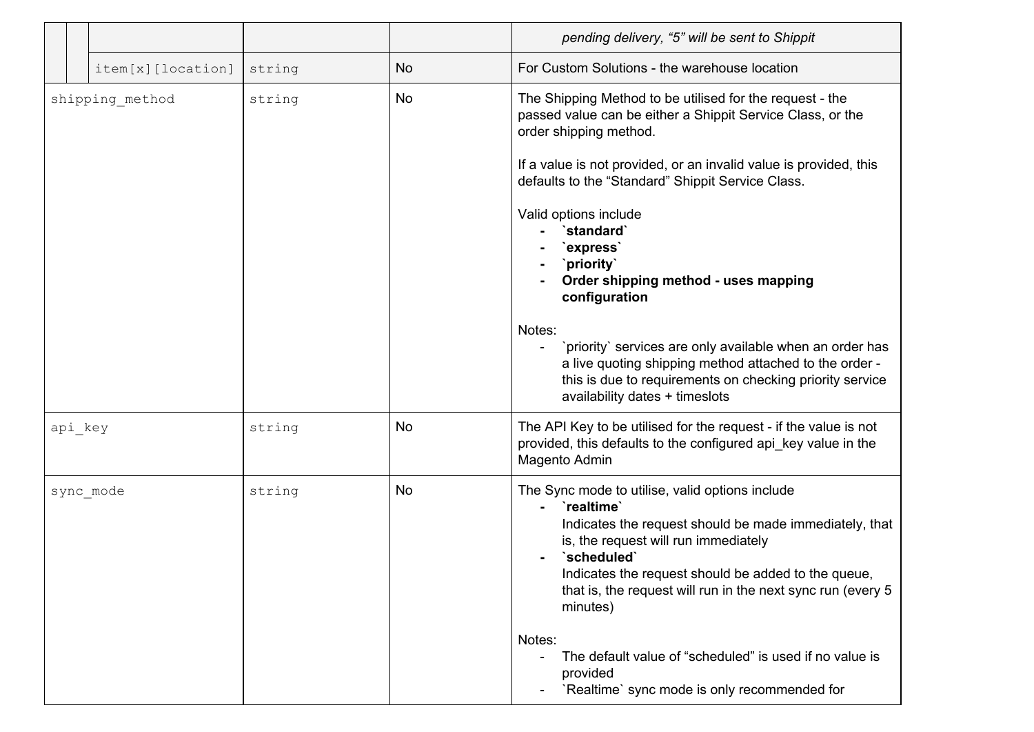| Field | Type | Required | Description |
| --- | --- | --- | --- |
| | | | *pending delivery, “5” will be sent to Shippit* |
| item[x][location] | string | No | For Custom Solutions - the warehouse location |
| shipping_method | string | No | The Shipping Method to be utilised for the request - the passed value can be either a Shippit Service Class, or the order shipping method.<br><br>If a value is not provided, or an invalid value is provided, this defaults to the “Standard” Shippit Service Class.<br><br>Valid options include<br>- **`standard`**<br>- **`express`**<br>- **`priority`**<br>- **Order shipping method - uses mapping configuration**<br><br>Notes:<br>- `priority` services are only available when an order has a live quoting shipping method attached to the order - this is due to requirements on checking priority service availability dates + timeslots |
| api_key | string | No | The API Key to be utilised for the request - if the value is not provided, this defaults to the configured api_key value in the Magento Admin |
| sync_mode | string | No | The Sync mode to utilise, valid options include<br>- **`realtime`**<br>Indicates the request should be made immediately, that is, the request will run immediately<br>- **`scheduled`**<br>Indicates the request should be added to the queue, that is, the request will run in the next sync run (every 5 minutes)<br><br>Notes:<br>- The default value of “scheduled” is used if no value is provided<br>- `Realtime` sync mode is only recommended for |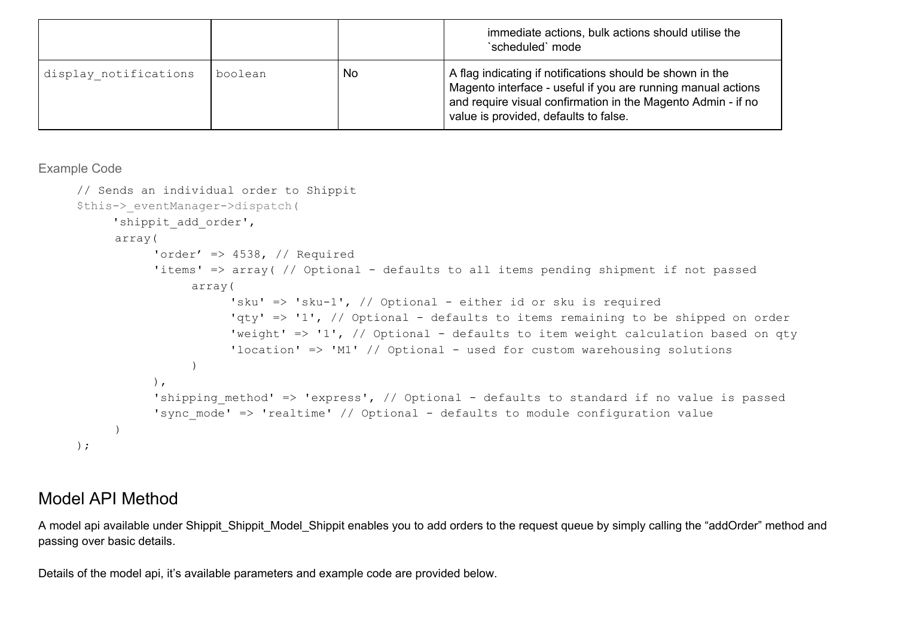|  |  |  | immediate actions, bulk actions should utilise the `scheduled` mode |
| --- | --- | --- | --- |
| display_notifications | boolean | No | A flag indicating if notifications should be shown in the Magento interface - useful if you are running manual actions and require visual confirmation in the Magento Admin - if no value is provided, defaults to false. |

### Example Code

```
// Sends an individual order to Shippit
$this->_eventManager->dispatch(
     'shippit_add_order',
     array(
          'order' => 4538, // Required
          'items' => array( // Optional - defaults to all items pending shipment if not passed
               array(
                    'sku' => 'sku-1', // Optional - either id or sku is required
                    'qty' => '1', // Optional - defaults to items remaining to be shipped on order
                    'weight' => '1', // Optional - defaults to item weight calculation based on qty
                    'location' => 'M1' // Optional - used for custom warehousing solutions
               )
          ),
          'shipping_method' => 'express', // Optional - defaults to standard if no value is passed
          'sync_mode' => 'realtime' // Optional - defaults to module configuration value
     )
);
```

## Model API Method

A model api available under Shippit_Shippit_Model_Shippit enables you to add orders to the request queue by simply calling the “addOrder” method and passing over basic details.

Details of the model api, it’s available parameters and example code are provided below.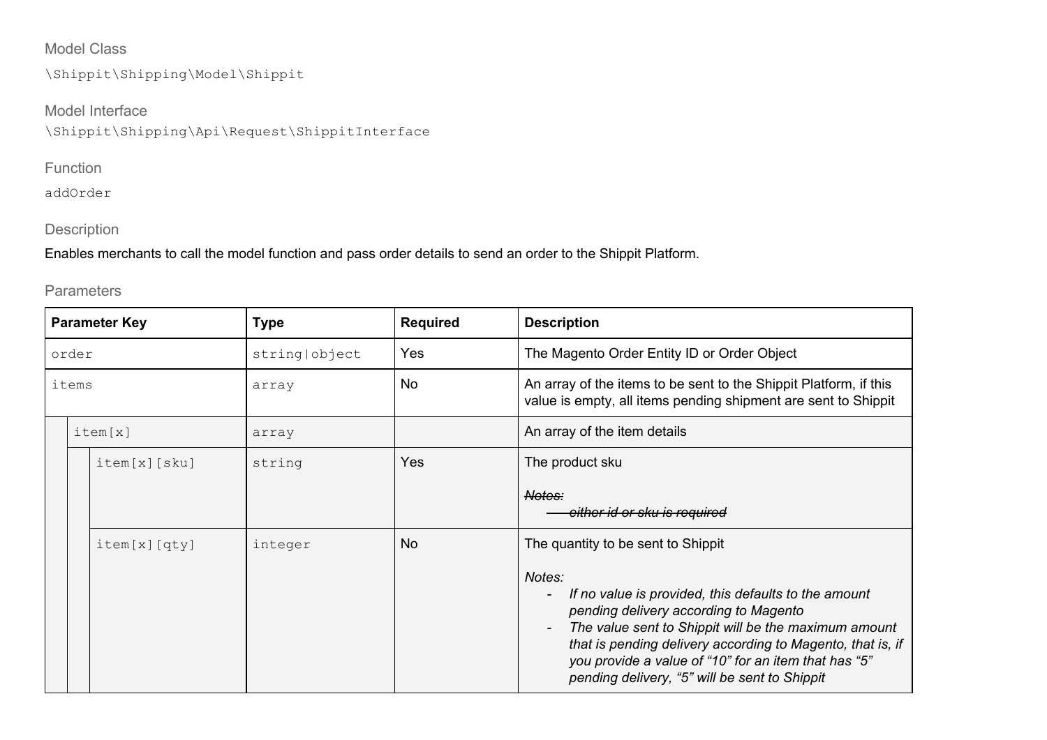### Model Class

`\Shippit\Shipping\Model\Shippit`

### Model Interface

`\Shippit\Shipping\Api\Request\ShippitInterface`

### Function

`addOrder`

### Description

Enables merchants to call the model function and pass order details to send an order to the Shippit Platform.

### Parameters

| Parameter Key | Type | Required | Description |
|---|---|---|---|
| `order` | `string\|object` | Yes | The Magento Order Entity ID or Order Object |
| `items` | `array` | No | An array of the items to be sent to the Shippit Platform, if this value is empty, all items pending shipment are sent to Shippit |
| &nbsp;&nbsp;`item[x]` | `array` | | An array of the item details |
| &nbsp;&nbsp;&nbsp;&nbsp;`item[x][sku]` | `string` | Yes | The product sku<br><br>~~*Notes:*~~<br>- ~~*either id or sku is required*~~ |
| &nbsp;&nbsp;&nbsp;&nbsp;`item[x][qty]` | `integer` | No | The quantity to be sent to Shippit<br><br>*Notes:*<br>- *If no value is provided, this defaults to the amount pending delivery according to Magento*<br>- *The value sent to Shippit will be the maximum amount that is pending delivery according to Magento, that is, if you provide a value of "10" for an item that has "5" pending delivery, "5" will be sent to Shippit* |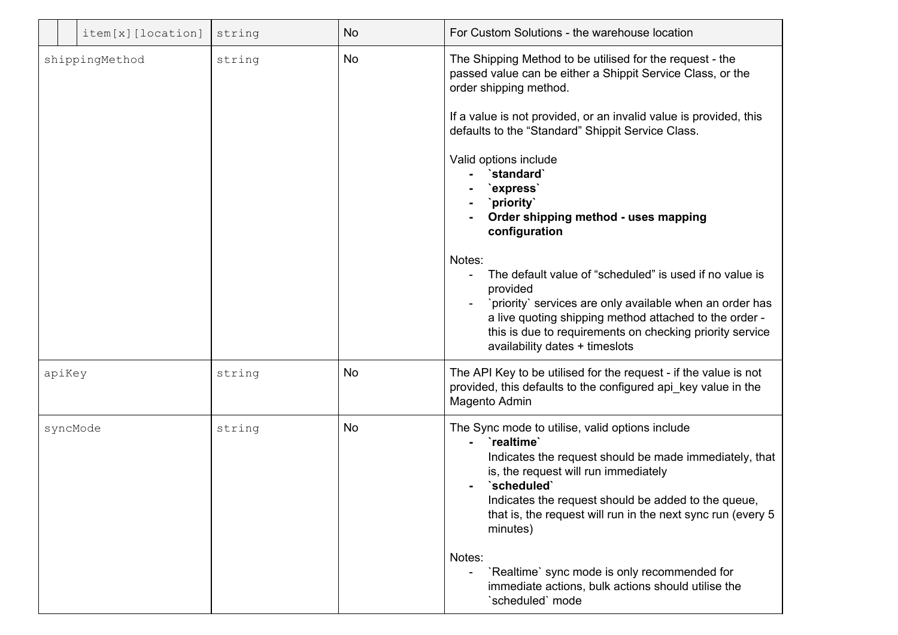| | | | | |
|---|---|---|---|---|
| | | item[x][location] | string | No | For Custom Solutions - the warehouse location |
| shippingMethod | | | string | No | The Shipping Method to be utilised for the request - the passed value can be either a Shippit Service Class, or the order shipping method.<br><br>If a value is not provided, or an invalid value is provided, this defaults to the "Standard" Shippit Service Class.<br><br>Valid options include<br>- **`standard`**<br>- **`express`**<br>- **`priority`**<br>- **Order shipping method - uses mapping configuration**<br><br>Notes:<br>- The default value of "scheduled" is used if no value is provided<br>- `priority` services are only available when an order has a live quoting shipping method attached to the order - this is due to requirements on checking priority service availability dates + timeslots |
| apiKey | | | string | No | The API Key to be utilised for the request - if the value is not provided, this defaults to the configured api_key value in the Magento Admin |
| syncMode | | | string | No | The Sync mode to utilise, valid options include<br>- **`realtime`**<br>Indicates the request should be made immediately, that is, the request will run immediately<br>- **`scheduled`**<br>Indicates the request should be added to the queue, that is, the request will run in the next sync run (every 5 minutes)<br><br>Notes:<br>- `Realtime` sync mode is only recommended for immediate actions, bulk actions should utilise the `scheduled` mode |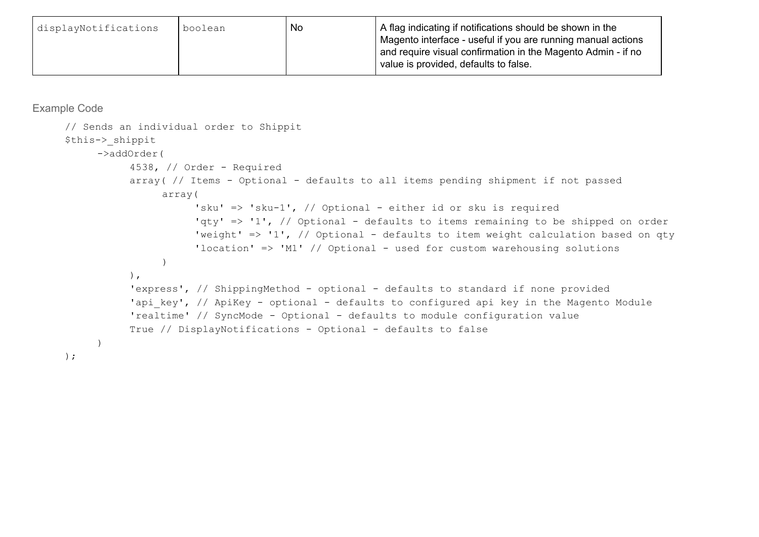| | | | |
|---|---|---|---|
| displayNotifications | boolean | No | A flag indicating if notifications should be shown in the Magento interface - useful if you are running manual actions and require visual confirmation in the Magento Admin - if no value is provided, defaults to false. |

Example Code

```
// Sends an individual order to Shippit
$this->_shippit
     ->addOrder(
          4538, // Order - Required
          array( // Items - Optional - defaults to all items pending shipment if not passed
               array(
                    'sku' => 'sku-1', // Optional - either id or sku is required
                    'qty' => '1', // Optional - defaults to items remaining to be shipped on order
                    'weight' => '1', // Optional - defaults to item weight calculation based on qty
                    'location' => 'M1' // Optional - used for custom warehousing solutions
               )
          ),
          'express', // ShippingMethod - optional - defaults to standard if none provided
          'api_key', // ApiKey - optional - defaults to configured api key in the Magento Module
          'realtime' // SyncMode - Optional - defaults to module configuration value
          True // DisplayNotifications - Optional - defaults to false
     )
);
```